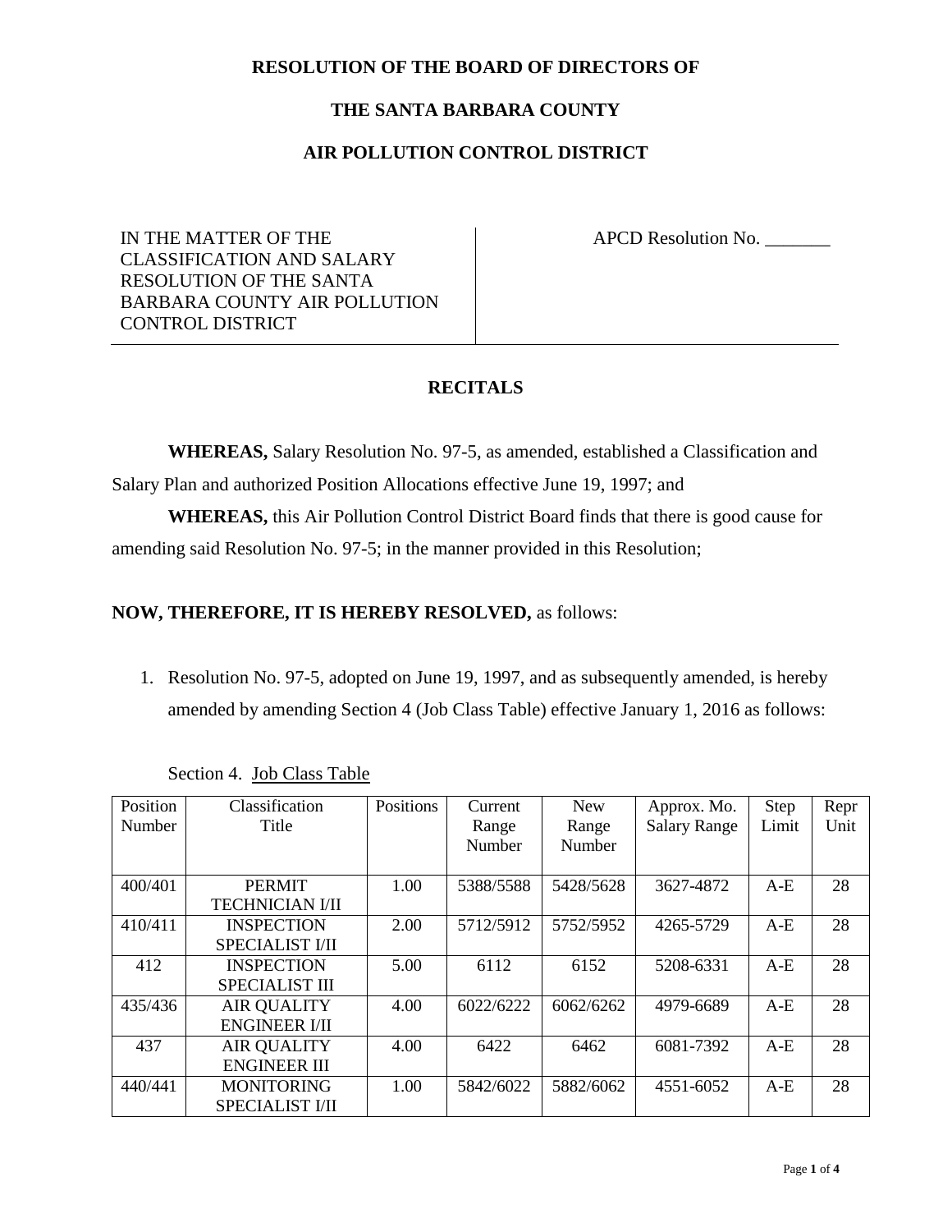**RESOLUTION OF THE BOARD OF DIRECTORS OF**

**THE SANTA BARBARA COUNTY**

**AIR POLLUTION CONTROL DISTRICT**

| IN THE MATTER OF THE CLASSIFICATION AND SALARY RESOLUTION OF THE SANTA BARBARA COUNTY AIR POLLUTION CONTROL DISTRICT | APCD Resolution No. _______ |
|---|---|

## RECITALS

**WHEREAS,** Salary Resolution No. 97-5, as amended, established a Classification and Salary Plan and authorized Position Allocations effective June 19, 1997; and

**WHEREAS,** this Air Pollution Control District Board finds that there is good cause for amending said Resolution No. 97-5; in the manner provided in this Resolution;

**NOW, THEREFORE, IT IS HEREBY RESOLVED,** as follows:

1. Resolution No. 97-5, adopted on June 19, 1997, and as subsequently amended, is hereby amended by amending Section 4 (Job Class Table) effective January 1, 2016 as follows:

Section 4. Job Class Table

| Position Number | Classification Title | Positions | Current Range Number | New Range Number | Approx. Mo. Salary Range | Step Limit | Repr Unit |
|---|---|---|---|---|---|---|---|
| 400/401 | PERMIT TECHNICIAN I/II | 1.00 | 5388/5588 | 5428/5628 | 3627-4872 | A-E | 28 |
| 410/411 | INSPECTION SPECIALIST I/II | 2.00 | 5712/5912 | 5752/5952 | 4265-5729 | A-E | 28 |
| 412 | INSPECTION SPECIALIST III | 5.00 | 6112 | 6152 | 5208-6331 | A-E | 28 |
| 435/436 | AIR QUALITY ENGINEER I/II | 4.00 | 6022/6222 | 6062/6262 | 4979-6689 | A-E | 28 |
| 437 | AIR QUALITY ENGINEER III | 4.00 | 6422 | 6462 | 6081-7392 | A-E | 28 |
| 440/441 | MONITORING SPECIALIST I/II | 1.00 | 5842/6022 | 5882/6062 | 4551-6052 | A-E | 28 |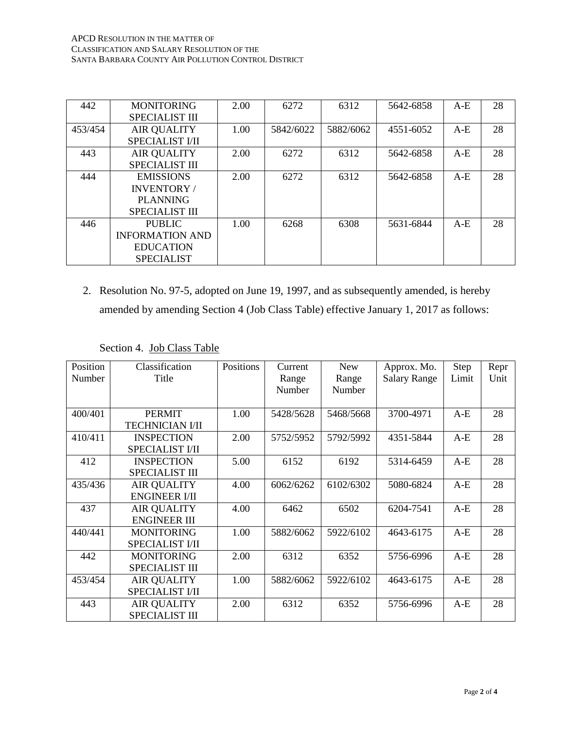| 442 | MONITORING SPECIALIST III | 2.00 | 6272 | 6312 | 5642-6858 | A-E | 28 |
|---|---|---|---|---|---|---|---|
| 453/454 | AIR QUALITY SPECIALIST I/II | 1.00 | 5842/6022 | 5882/6062 | 4551-6052 | A-E | 28 |
| 443 | AIR QUALITY SPECIALIST III | 2.00 | 6272 | 6312 | 5642-6858 | A-E | 28 |
| 444 | EMISSIONS INVENTORY / PLANNING SPECIALIST III | 2.00 | 6272 | 6312 | 5642-6858 | A-E | 28 |
| 446 | PUBLIC INFORMATION AND EDUCATION SPECIALIST | 1.00 | 6268 | 6308 | 5631-6844 | A-E | 28 |

2. Resolution No. 97-5, adopted on June 19, 1997, and as subsequently amended, is hereby amended by amending Section 4 (Job Class Table) effective January 1, 2017 as follows:

Section 4. Job Class Table

| Position Number | Classification Title | Positions | Current Range Number | New Range Number | Approx. Mo. Salary Range | Step Limit | Repr Unit |
|---|---|---|---|---|---|---|---|
| 400/401 | PERMIT TECHNICIAN I/II | 1.00 | 5428/5628 | 5468/5668 | 3700-4971 | A-E | 28 |
| 410/411 | INSPECTION SPECIALIST I/II | 2.00 | 5752/5952 | 5792/5992 | 4351-5844 | A-E | 28 |
| 412 | INSPECTION SPECIALIST III | 5.00 | 6152 | 6192 | 5314-6459 | A-E | 28 |
| 435/436 | AIR QUALITY ENGINEER I/II | 4.00 | 6062/6262 | 6102/6302 | 5080-6824 | A-E | 28 |
| 437 | AIR QUALITY ENGINEER III | 4.00 | 6462 | 6502 | 6204-7541 | A-E | 28 |
| 440/441 | MONITORING SPECIALIST I/II | 1.00 | 5882/6062 | 5922/6102 | 4643-6175 | A-E | 28 |
| 442 | MONITORING SPECIALIST III | 2.00 | 6312 | 6352 | 5756-6996 | A-E | 28 |
| 453/454 | AIR QUALITY SPECIALIST I/II | 1.00 | 5882/6062 | 5922/6102 | 4643-6175 | A-E | 28 |
| 443 | AIR QUALITY SPECIALIST III | 2.00 | 6312 | 6352 | 5756-6996 | A-E | 28 |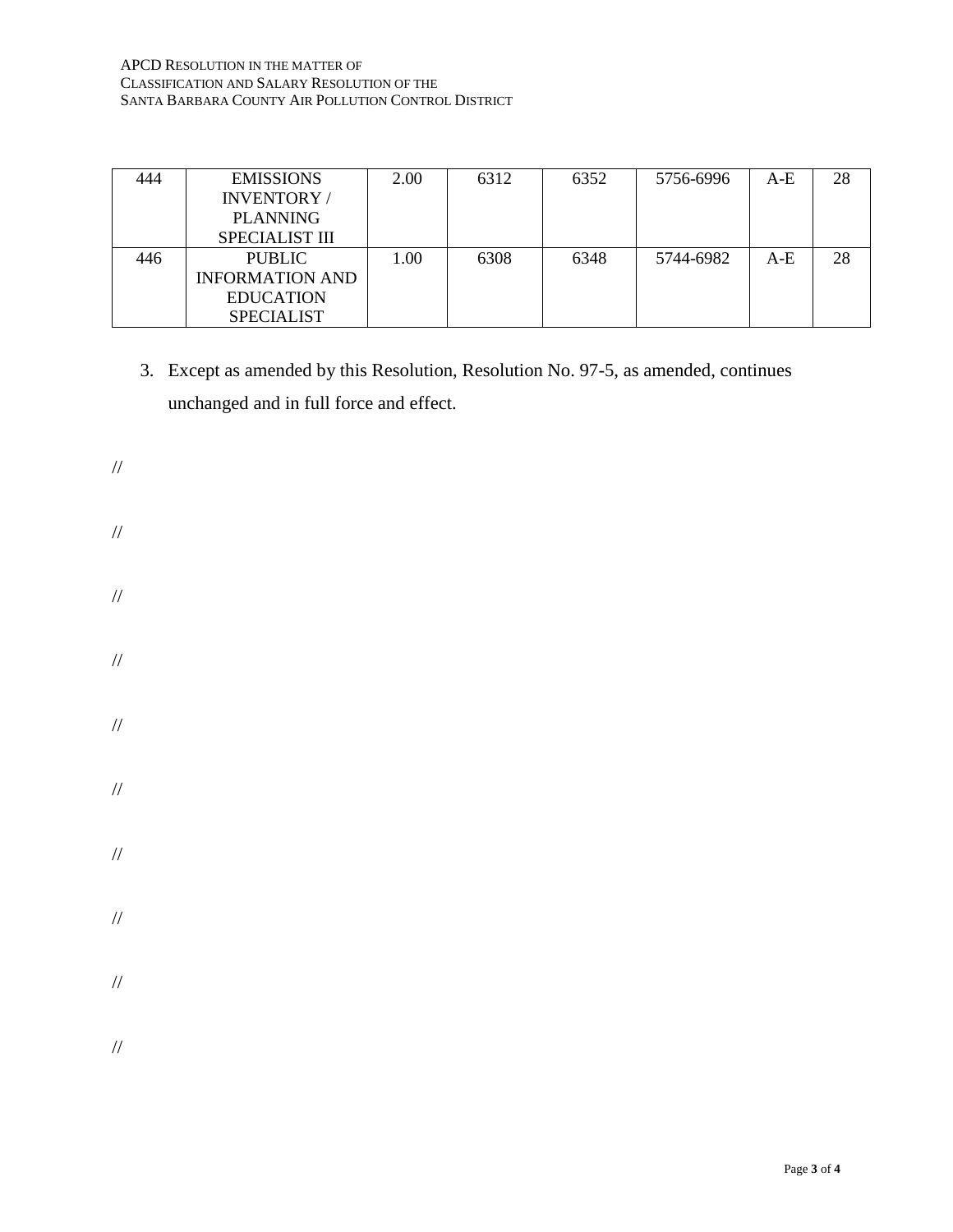| 444 | EMISSIONS INVENTORY / PLANNING SPECIALIST III | 2.00 | 6312 | 6352 | 5756-6996 | A-E | 28 |
|---|---|---|---|---|---|---|---|
| 446 | PUBLIC INFORMATION AND EDUCATION SPECIALIST | 1.00 | 6308 | 6348 | 5744-6982 | A-E | 28 |

3. Except as amended by this Resolution, Resolution No. 97-5, as amended, continues unchanged and in full force and effect.

//

//

//

//

//

//

//

//

//

//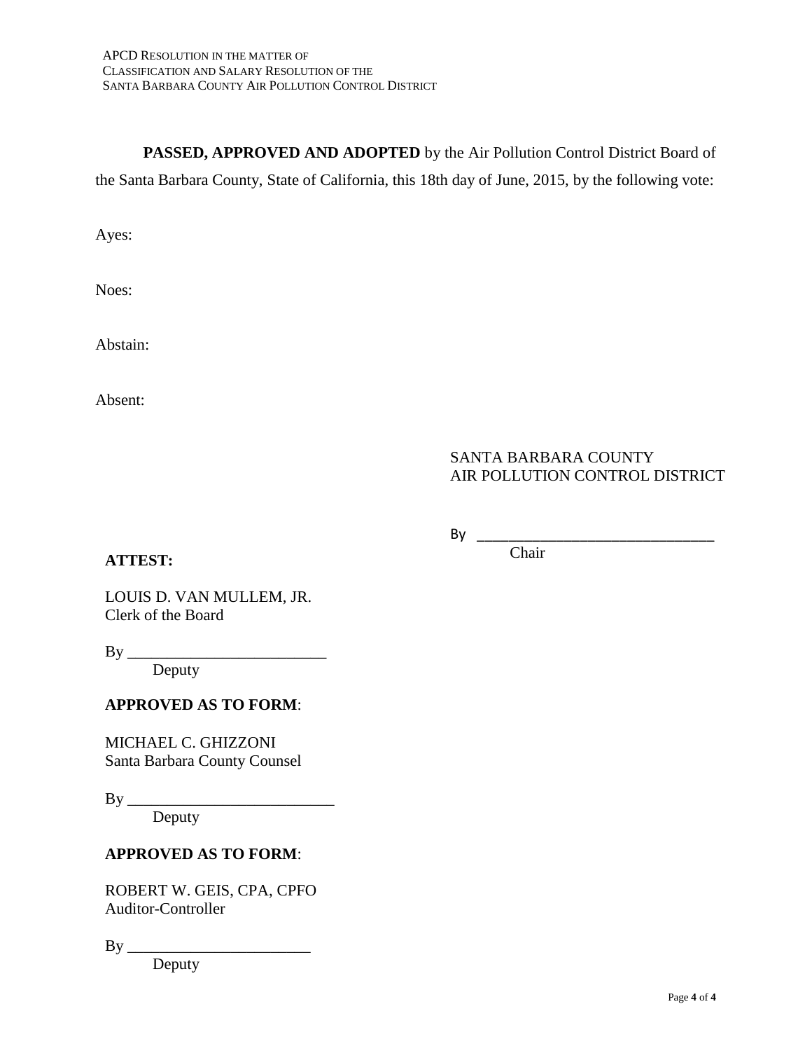**PASSED, APPROVED AND ADOPTED** by the Air Pollution Control District Board of the Santa Barbara County, State of California, this 18th day of June, 2015, by the following vote:

Ayes:

Noes:

Abstain:

Absent:

SANTA BARBARA COUNTY
AIR POLLUTION CONTROL DISTRICT

By ______________________________
Chair

**ATTEST:**

LOUIS D. VAN MULLEM, JR.
Clerk of the Board

By ________________________
Deputy

**APPROVED AS TO FORM**:

MICHAEL C. GHIZZONI
Santa Barbara County Counsel

By _________________________
Deputy

**APPROVED AS TO FORM**:

ROBERT W. GEIS, CPA, CPFO
Auditor-Controller

By ______________________
Deputy